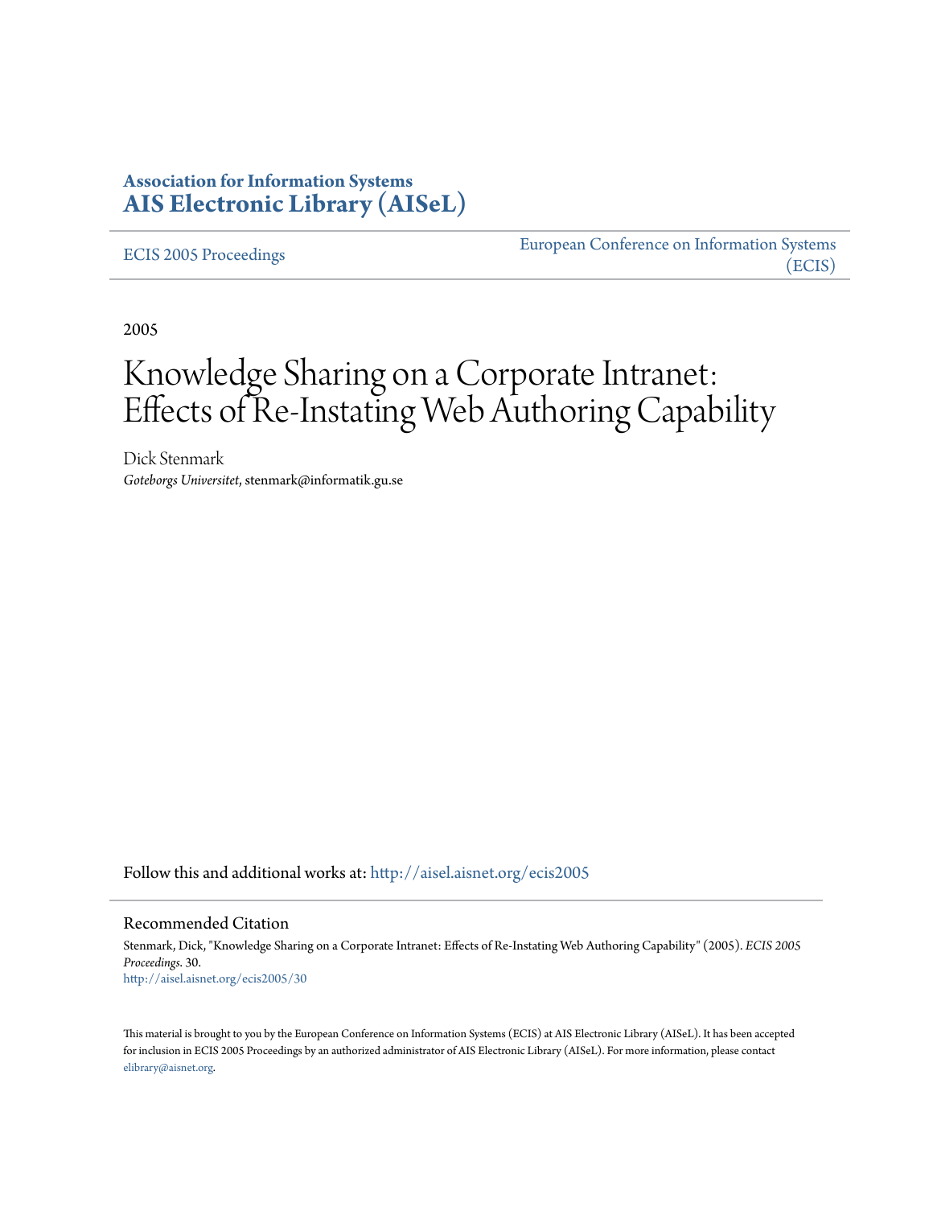**Association for Information Systems**
**AIS Electronic Library (AISeL)**

ECIS 2005 Proceedings | European Conference on Information Systems (ECIS)

2005

# Knowledge Sharing on a Corporate Intranet: Effects of Re-Instating Web Authoring Capability

Dick Stenmark
*Goteborgs Universitet*, stenmark@informatik.gu.se

Follow this and additional works at: http://aisel.aisnet.org/ecis2005

## Recommended Citation

Stenmark, Dick, "Knowledge Sharing on a Corporate Intranet: Effects of Re-Instating Web Authoring Capability" (2005). *ECIS 2005 Proceedings*. 30.
http://aisel.aisnet.org/ecis2005/30

This material is brought to you by the European Conference on Information Systems (ECIS) at AIS Electronic Library (AISeL). It has been accepted for inclusion in ECIS 2005 Proceedings by an authorized administrator of AIS Electronic Library (AISeL). For more information, please contact elibrary@aisnet.org.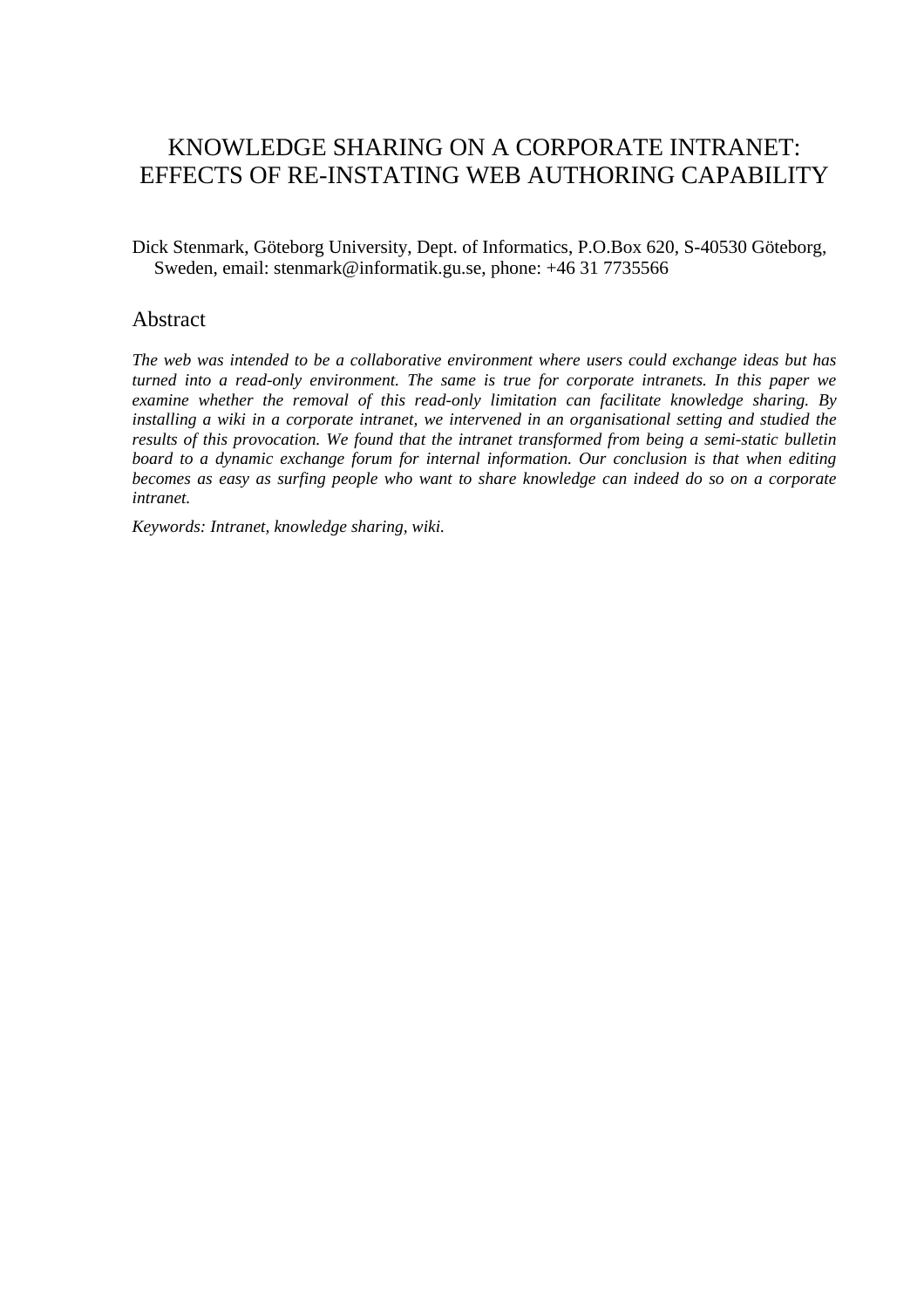# KNOWLEDGE SHARING ON A CORPORATE INTRANET: EFFECTS OF RE-INSTATING WEB AUTHORING CAPABILITY

Dick Stenmark, Göteborg University, Dept. of Informatics, P.O.Box 620, S-40530 Göteborg, Sweden, email: stenmark@informatik.gu.se, phone: +46 31 7735566

## Abstract

*The web was intended to be a collaborative environment where users could exchange ideas but has turned into a read-only environment. The same is true for corporate intranets. In this paper we examine whether the removal of this read-only limitation can facilitate knowledge sharing. By installing a wiki in a corporate intranet, we intervened in an organisational setting and studied the results of this provocation. We found that the intranet transformed from being a semi-static bulletin board to a dynamic exchange forum for internal information. Our conclusion is that when editing becomes as easy as surfing people who want to share knowledge can indeed do so on a corporate intranet.*

*Keywords: Intranet, knowledge sharing, wiki.*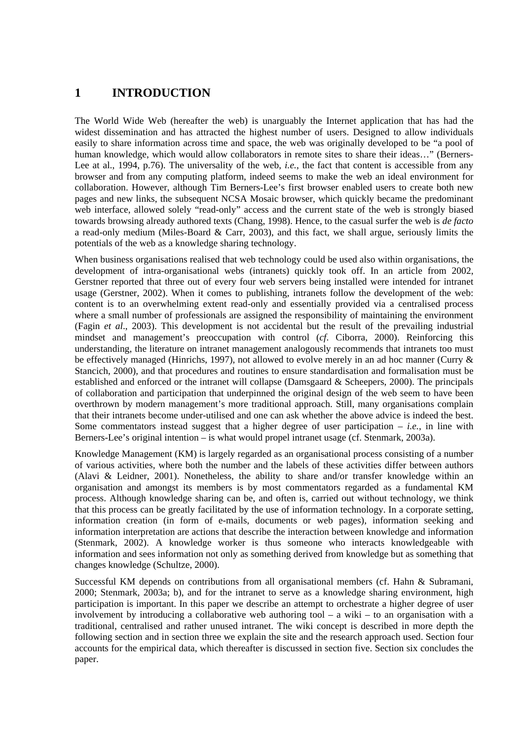# 1 INTRODUCTION

The World Wide Web (hereafter the web) is unarguably the Internet application that has had the widest dissemination and has attracted the highest number of users. Designed to allow individuals easily to share information across time and space, the web was originally developed to be "a pool of human knowledge, which would allow collaborators in remote sites to share their ideas…" (Berners-Lee at al., 1994, p.76). The universality of the web, *i.e.*, the fact that content is accessible from any browser and from any computing platform, indeed seems to make the web an ideal environment for collaboration. However, although Tim Berners-Lee's first browser enabled users to create both new pages and new links, the subsequent NCSA Mosaic browser, which quickly became the predominant web interface, allowed solely "read-only" access and the current state of the web is strongly biased towards browsing already authored texts (Chang, 1998). Hence, to the casual surfer the web is *de facto* a read-only medium (Miles-Board & Carr, 2003), and this fact, we shall argue, seriously limits the potentials of the web as a knowledge sharing technology.

When business organisations realised that web technology could be used also within organisations, the development of intra-organisational webs (intranets) quickly took off. In an article from 2002, Gerstner reported that three out of every four web servers being installed were intended for intranet usage (Gerstner, 2002). When it comes to publishing, intranets follow the development of the web: content is to an overwhelming extent read-only and essentially provided via a centralised process where a small number of professionals are assigned the responsibility of maintaining the environment (Fagin *et al*., 2003). This development is not accidental but the result of the prevailing industrial mindset and management's preoccupation with control (*cf.* Ciborra, 2000). Reinforcing this understanding, the literature on intranet management analogously recommends that intranets too must be effectively managed (Hinrichs, 1997), not allowed to evolve merely in an ad hoc manner (Curry & Stancich, 2000), and that procedures and routines to ensure standardisation and formalisation must be established and enforced or the intranet will collapse (Damsgaard & Scheepers, 2000). The principals of collaboration and participation that underpinned the original design of the web seem to have been overthrown by modern management's more traditional approach. Still, many organisations complain that their intranets become under-utilised and one can ask whether the above advice is indeed the best. Some commentators instead suggest that a higher degree of user participation – *i.e.*, in line with Berners-Lee's original intention – is what would propel intranet usage (cf. Stenmark, 2003a).

Knowledge Management (KM) is largely regarded as an organisational process consisting of a number of various activities, where both the number and the labels of these activities differ between authors (Alavi & Leidner, 2001). Nonetheless, the ability to share and/or transfer knowledge within an organisation and amongst its members is by most commentators regarded as a fundamental KM process. Although knowledge sharing can be, and often is, carried out without technology, we think that this process can be greatly facilitated by the use of information technology. In a corporate setting, information creation (in form of e-mails, documents or web pages), information seeking and information interpretation are actions that describe the interaction between knowledge and information (Stenmark, 2002). A knowledge worker is thus someone who interacts knowledgeable with information and sees information not only as something derived from knowledge but as something that changes knowledge (Schultze, 2000).

Successful KM depends on contributions from all organisational members (cf. Hahn & Subramani, 2000; Stenmark, 2003a; b), and for the intranet to serve as a knowledge sharing environment, high participation is important. In this paper we describe an attempt to orchestrate a higher degree of user involvement by introducing a collaborative web authoring tool – a wiki – to an organisation with a traditional, centralised and rather unused intranet. The wiki concept is described in more depth the following section and in section three we explain the site and the research approach used. Section four accounts for the empirical data, which thereafter is discussed in section five. Section six concludes the paper.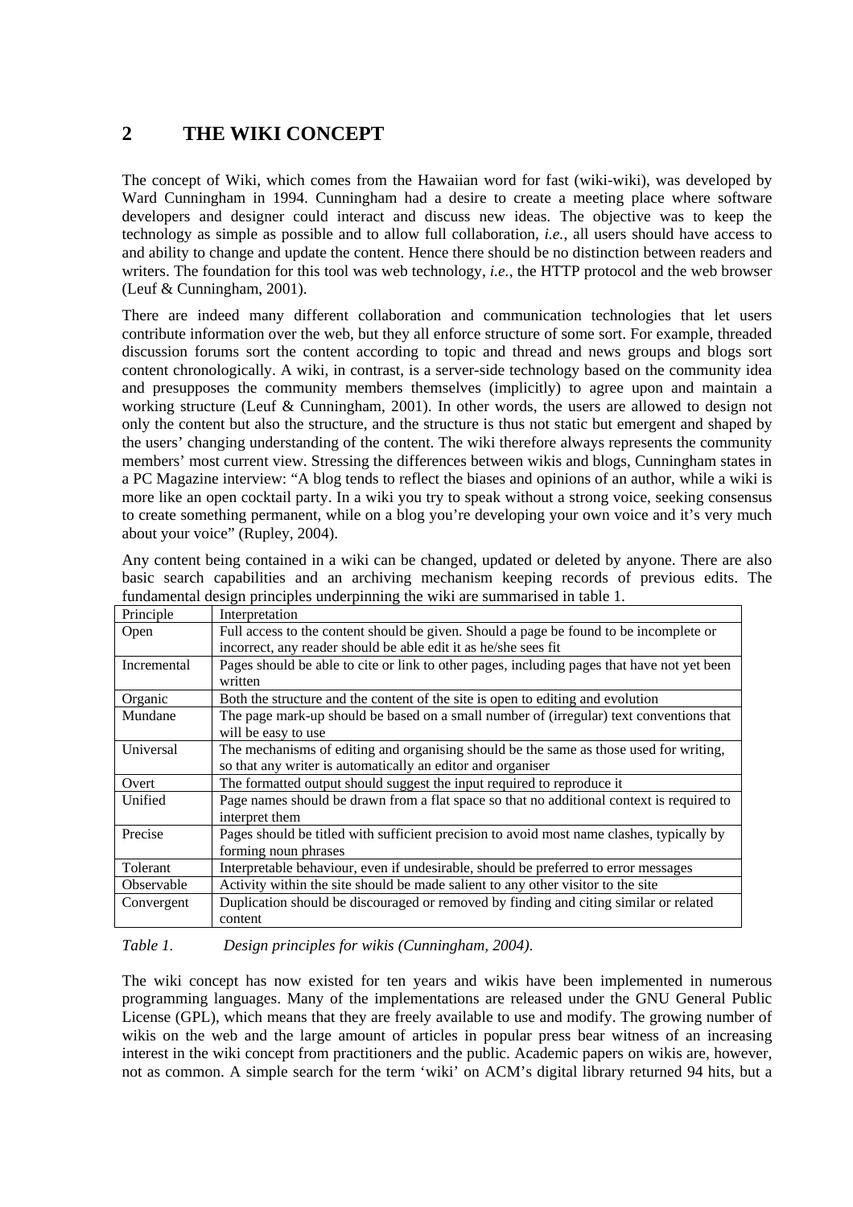## 2 THE WIKI CONCEPT

The concept of Wiki, which comes from the Hawaiian word for fast (wiki-wiki), was developed by Ward Cunningham in 1994. Cunningham had a desire to create a meeting place where software developers and designer could interact and discuss new ideas. The objective was to keep the technology as simple as possible and to allow full collaboration, *i.e.*, all users should have access to and ability to change and update the content. Hence there should be no distinction between readers and writers. The foundation for this tool was web technology, *i.e.*, the HTTP protocol and the web browser (Leuf & Cunningham, 2001).

There are indeed many different collaboration and communication technologies that let users contribute information over the web, but they all enforce structure of some sort. For example, threaded discussion forums sort the content according to topic and thread and news groups and blogs sort content chronologically. A wiki, in contrast, is a server-side technology based on the community idea and presupposes the community members themselves (implicitly) to agree upon and maintain a working structure (Leuf & Cunningham, 2001). In other words, the users are allowed to design not only the content but also the structure, and the structure is thus not static but emergent and shaped by the users' changing understanding of the content. The wiki therefore always represents the community members' most current view. Stressing the differences between wikis and blogs, Cunningham states in a PC Magazine interview: "A blog tends to reflect the biases and opinions of an author, while a wiki is more like an open cocktail party. In a wiki you try to speak without a strong voice, seeking consensus to create something permanent, while on a blog you're developing your own voice and it's very much about your voice" (Rupley, 2004).

Any content being contained in a wiki can be changed, updated or deleted by anyone. There are also basic search capabilities and an archiving mechanism keeping records of previous edits. The fundamental design principles underpinning the wiki are summarised in table 1.

| Principle | Interpretation |
|---|---|
| Open | Full access to the content should be given. Should a page be found to be incomplete or incorrect, any reader should be able edit it as he/she sees fit |
| Incremental | Pages should be able to cite or link to other pages, including pages that have not yet been written |
| Organic | Both the structure and the content of the site is open to editing and evolution |
| Mundane | The page mark-up should be based on a small number of (irregular) text conventions that will be easy to use |
| Universal | The mechanisms of editing and organising should be the same as those used for writing, so that any writer is automatically an editor and organiser |
| Overt | The formatted output should suggest the input required to reproduce it |
| Unified | Page names should be drawn from a flat space so that no additional context is required to interpret them |
| Precise | Pages should be titled with sufficient precision to avoid most name clashes, typically by forming noun phrases |
| Tolerant | Interpretable behaviour, even if undesirable, should be preferred to error messages |
| Observable | Activity within the site should be made salient to any other visitor to the site |
| Convergent | Duplication should be discouraged or removed by finding and citing similar or related content |

*Table 1. Design principles for wikis (Cunningham, 2004).*

The wiki concept has now existed for ten years and wikis have been implemented in numerous programming languages. Many of the implementations are released under the GNU General Public License (GPL), which means that they are freely available to use and modify. The growing number of wikis on the web and the large amount of articles in popular press bear witness of an increasing interest in the wiki concept from practitioners and the public. Academic papers on wikis are, however, not as common. A simple search for the term 'wiki' on ACM's digital library returned 94 hits, but a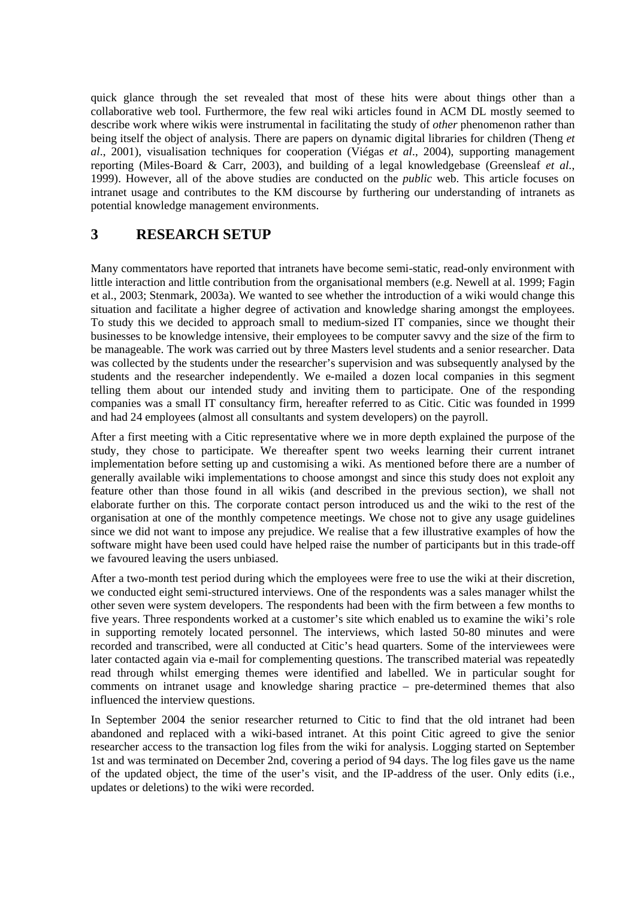quick glance through the set revealed that most of these hits were about things other than a collaborative web tool. Furthermore, the few real wiki articles found in ACM DL mostly seemed to describe work where wikis were instrumental in facilitating the study of *other* phenomenon rather than being itself the object of analysis. There are papers on dynamic digital libraries for children (Theng *et al*., 2001), visualisation techniques for cooperation (Viégas *et al*., 2004), supporting management reporting (Miles-Board & Carr, 2003), and building of a legal knowledgebase (Greensleaf *et al.*, 1999). However, all of the above studies are conducted on the *public* web. This article focuses on intranet usage and contributes to the KM discourse by furthering our understanding of intranets as potential knowledge management environments.

## 3 RESEARCH SETUP

Many commentators have reported that intranets have become semi-static, read-only environment with little interaction and little contribution from the organisational members (e.g. Newell at al. 1999; Fagin et al., 2003; Stenmark, 2003a). We wanted to see whether the introduction of a wiki would change this situation and facilitate a higher degree of activation and knowledge sharing amongst the employees. To study this we decided to approach small to medium-sized IT companies, since we thought their businesses to be knowledge intensive, their employees to be computer savvy and the size of the firm to be manageable. The work was carried out by three Masters level students and a senior researcher. Data was collected by the students under the researcher's supervision and was subsequently analysed by the students and the researcher independently. We e-mailed a dozen local companies in this segment telling them about our intended study and inviting them to participate. One of the responding companies was a small IT consultancy firm, hereafter referred to as Citic. Citic was founded in 1999 and had 24 employees (almost all consultants and system developers) on the payroll.

After a first meeting with a Citic representative where we in more depth explained the purpose of the study, they chose to participate. We thereafter spent two weeks learning their current intranet implementation before setting up and customising a wiki. As mentioned before there are a number of generally available wiki implementations to choose amongst and since this study does not exploit any feature other than those found in all wikis (and described in the previous section), we shall not elaborate further on this. The corporate contact person introduced us and the wiki to the rest of the organisation at one of the monthly competence meetings. We chose not to give any usage guidelines since we did not want to impose any prejudice. We realise that a few illustrative examples of how the software might have been used could have helped raise the number of participants but in this trade-off we favoured leaving the users unbiased.

After a two-month test period during which the employees were free to use the wiki at their discretion, we conducted eight semi-structured interviews. One of the respondents was a sales manager whilst the other seven were system developers. The respondents had been with the firm between a few months to five years. Three respondents worked at a customer's site which enabled us to examine the wiki's role in supporting remotely located personnel. The interviews, which lasted 50-80 minutes and were recorded and transcribed, were all conducted at Citic's head quarters. Some of the interviewees were later contacted again via e-mail for complementing questions. The transcribed material was repeatedly read through whilst emerging themes were identified and labelled. We in particular sought for comments on intranet usage and knowledge sharing practice – pre-determined themes that also influenced the interview questions.

In September 2004 the senior researcher returned to Citic to find that the old intranet had been abandoned and replaced with a wiki-based intranet. At this point Citic agreed to give the senior researcher access to the transaction log files from the wiki for analysis. Logging started on September 1st and was terminated on December 2nd, covering a period of 94 days. The log files gave us the name of the updated object, the time of the user's visit, and the IP-address of the user. Only edits (i.e., updates or deletions) to the wiki were recorded.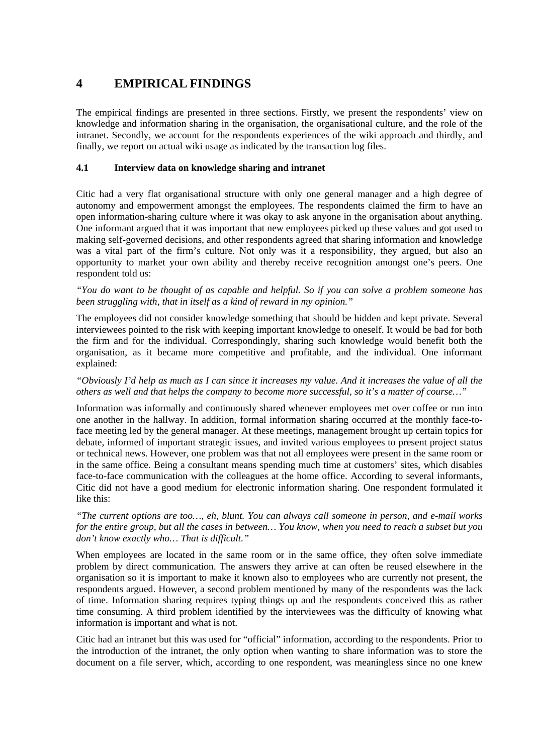# 4 EMPIRICAL FINDINGS

The empirical findings are presented in three sections. Firstly, we present the respondents' view on knowledge and information sharing in the organisation, the organisational culture, and the role of the intranet. Secondly, we account for the respondents experiences of the wiki approach and thirdly, and finally, we report on actual wiki usage as indicated by the transaction log files.

## 4.1 Interview data on knowledge sharing and intranet

Citic had a very flat organisational structure with only one general manager and a high degree of autonomy and empowerment amongst the employees. The respondents claimed the firm to have an open information-sharing culture where it was okay to ask anyone in the organisation about anything. One informant argued that it was important that new employees picked up these values and got used to making self-governed decisions, and other respondents agreed that sharing information and knowledge was a vital part of the firm's culture. Not only was it a responsibility, they argued, but also an opportunity to market your own ability and thereby receive recognition amongst one's peers. One respondent told us:

*"You do want to be thought of as capable and helpful. So if you can solve a problem someone has been struggling with, that in itself as a kind of reward in my opinion."*

The employees did not consider knowledge something that should be hidden and kept private. Several interviewees pointed to the risk with keeping important knowledge to oneself. It would be bad for both the firm and for the individual. Correspondingly, sharing such knowledge would benefit both the organisation, as it became more competitive and profitable, and the individual. One informant explained:

*"Obviously I'd help as much as I can since it increases my value. And it increases the value of all the others as well and that helps the company to become more successful, so it's a matter of course…"*

Information was informally and continuously shared whenever employees met over coffee or run into one another in the hallway. In addition, formal information sharing occurred at the monthly face-to-face meeting led by the general manager. At these meetings, management brought up certain topics for debate, informed of important strategic issues, and invited various employees to present project status or technical news. However, one problem was that not all employees were present in the same room or in the same office. Being a consultant means spending much time at customers' sites, which disables face-to-face communication with the colleagues at the home office. According to several informants, Citic did not have a good medium for electronic information sharing. One respondent formulated it like this:

*"The current options are too…, eh, blunt. You can always <u>call</u> someone in person, and e-mail works for the entire group, but all the cases in between… You know, when you need to reach a subset but you don't know exactly who… That is difficult."*

When employees are located in the same room or in the same office, they often solve immediate problem by direct communication. The answers they arrive at can often be reused elsewhere in the organisation so it is important to make it known also to employees who are currently not present, the respondents argued. However, a second problem mentioned by many of the respondents was the lack of time. Information sharing requires typing things up and the respondents conceived this as rather time consuming. A third problem identified by the interviewees was the difficulty of knowing what information is important and what is not.

Citic had an intranet but this was used for "official" information, according to the respondents. Prior to the introduction of the intranet, the only option when wanting to share information was to store the document on a file server, which, according to one respondent, was meaningless since no one knew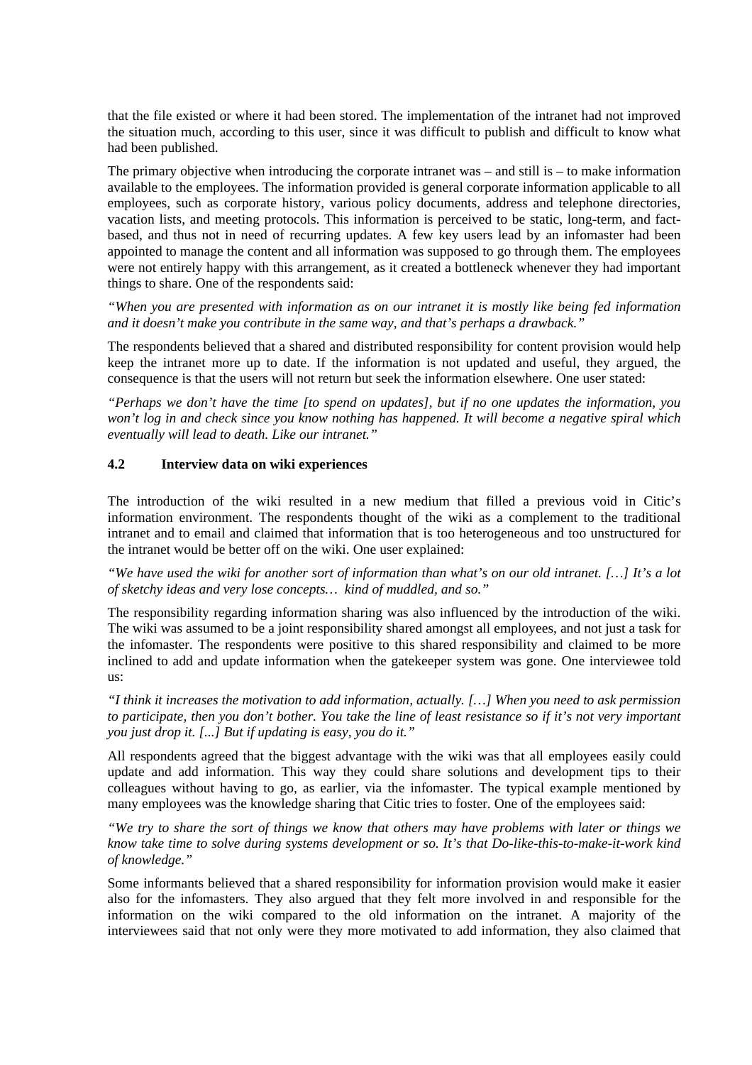that the file existed or where it had been stored. The implementation of the intranet had not improved the situation much, according to this user, since it was difficult to publish and difficult to know what had been published.

The primary objective when introducing the corporate intranet was – and still is – to make information available to the employees. The information provided is general corporate information applicable to all employees, such as corporate history, various policy documents, address and telephone directories, vacation lists, and meeting protocols. This information is perceived to be static, long-term, and fact-based, and thus not in need of recurring updates. A few key users lead by an infomaster had been appointed to manage the content and all information was supposed to go through them. The employees were not entirely happy with this arrangement, as it created a bottleneck whenever they had important things to share. One of the respondents said:

*"When you are presented with information as on our intranet it is mostly like being fed information and it doesn't make you contribute in the same way, and that's perhaps a drawback."*

The respondents believed that a shared and distributed responsibility for content provision would help keep the intranet more up to date. If the information is not updated and useful, they argued, the consequence is that the users will not return but seek the information elsewhere. One user stated:

*"Perhaps we don't have the time [to spend on updates], but if no one updates the information, you won't log in and check since you know nothing has happened. It will become a negative spiral which eventually will lead to death. Like our intranet."*

### 4.2 Interview data on wiki experiences

The introduction of the wiki resulted in a new medium that filled a previous void in Citic's information environment. The respondents thought of the wiki as a complement to the traditional intranet and to email and claimed that information that is too heterogeneous and too unstructured for the intranet would be better off on the wiki. One user explained:

*"We have used the wiki for another sort of information than what's on our old intranet. […] It's a lot of sketchy ideas and very lose concepts… kind of muddled, and so."*

The responsibility regarding information sharing was also influenced by the introduction of the wiki. The wiki was assumed to be a joint responsibility shared amongst all employees, and not just a task for the infomaster. The respondents were positive to this shared responsibility and claimed to be more inclined to add and update information when the gatekeeper system was gone. One interviewee told us:

*"I think it increases the motivation to add information, actually. […] When you need to ask permission to participate, then you don't bother. You take the line of least resistance so if it's not very important you just drop it. [...] But if updating is easy, you do it."*

All respondents agreed that the biggest advantage with the wiki was that all employees easily could update and add information. This way they could share solutions and development tips to their colleagues without having to go, as earlier, via the infomaster. The typical example mentioned by many employees was the knowledge sharing that Citic tries to foster. One of the employees said:

*"We try to share the sort of things we know that others may have problems with later or things we know take time to solve during systems development or so. It's that Do-like-this-to-make-it-work kind of knowledge."*

Some informants believed that a shared responsibility for information provision would make it easier also for the infomasters. They also argued that they felt more involved in and responsible for the information on the wiki compared to the old information on the intranet. A majority of the interviewees said that not only were they more motivated to add information, they also claimed that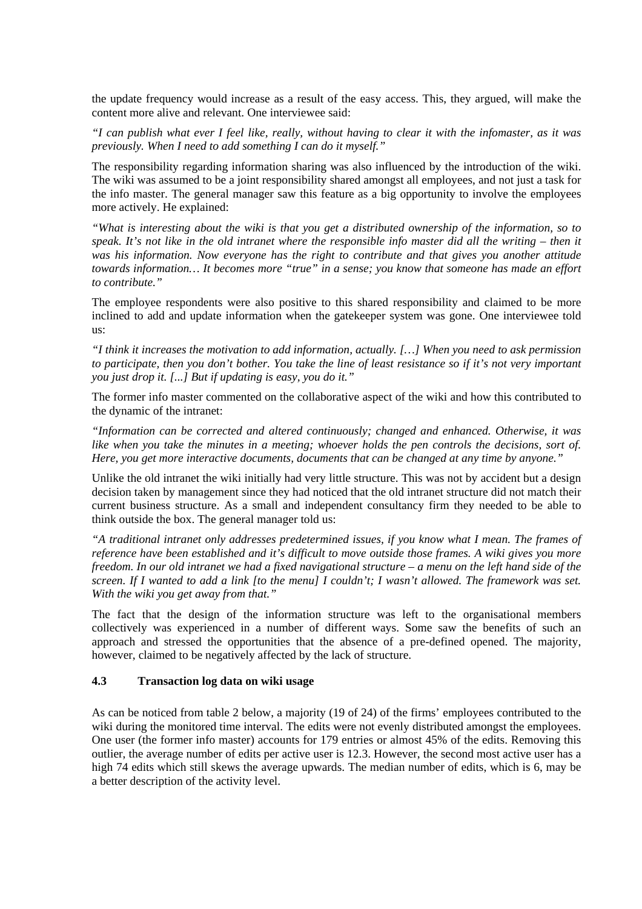the update frequency would increase as a result of the easy access. This, they argued, will make the content more alive and relevant. One interviewee said:

*"I can publish what ever I feel like, really, without having to clear it with the infomaster, as it was previously. When I need to add something I can do it myself."*

The responsibility regarding information sharing was also influenced by the introduction of the wiki. The wiki was assumed to be a joint responsibility shared amongst all employees, and not just a task for the info master. The general manager saw this feature as a big opportunity to involve the employees more actively. He explained:

*"What is interesting about the wiki is that you get a distributed ownership of the information, so to speak. It's not like in the old intranet where the responsible info master did all the writing – then it was his information. Now everyone has the right to contribute and that gives you another attitude towards information… It becomes more "true" in a sense; you know that someone has made an effort to contribute."*

The employee respondents were also positive to this shared responsibility and claimed to be more inclined to add and update information when the gatekeeper system was gone. One interviewee told us:

*"I think it increases the motivation to add information, actually. […] When you need to ask permission to participate, then you don't bother. You take the line of least resistance so if it's not very important you just drop it. [...] But if updating is easy, you do it."*

The former info master commented on the collaborative aspect of the wiki and how this contributed to the dynamic of the intranet:

*"Information can be corrected and altered continuously; changed and enhanced. Otherwise, it was like when you take the minutes in a meeting; whoever holds the pen controls the decisions, sort of. Here, you get more interactive documents, documents that can be changed at any time by anyone."*

Unlike the old intranet the wiki initially had very little structure. This was not by accident but a design decision taken by management since they had noticed that the old intranet structure did not match their current business structure. As a small and independent consultancy firm they needed to be able to think outside the box. The general manager told us:

*"A traditional intranet only addresses predetermined issues, if you know what I mean. The frames of reference have been established and it's difficult to move outside those frames. A wiki gives you more freedom. In our old intranet we had a fixed navigational structure – a menu on the left hand side of the screen. If I wanted to add a link [to the menu] I couldn't; I wasn't allowed. The framework was set. With the wiki you get away from that."*

The fact that the design of the information structure was left to the organisational members collectively was experienced in a number of different ways. Some saw the benefits of such an approach and stressed the opportunities that the absence of a pre-defined opened. The majority, however, claimed to be negatively affected by the lack of structure.

### 4.3 Transaction log data on wiki usage

As can be noticed from table 2 below, a majority (19 of 24) of the firms' employees contributed to the wiki during the monitored time interval. The edits were not evenly distributed amongst the employees. One user (the former info master) accounts for 179 entries or almost 45% of the edits. Removing this outlier, the average number of edits per active user is 12.3. However, the second most active user has a high 74 edits which still skews the average upwards. The median number of edits, which is 6, may be a better description of the activity level.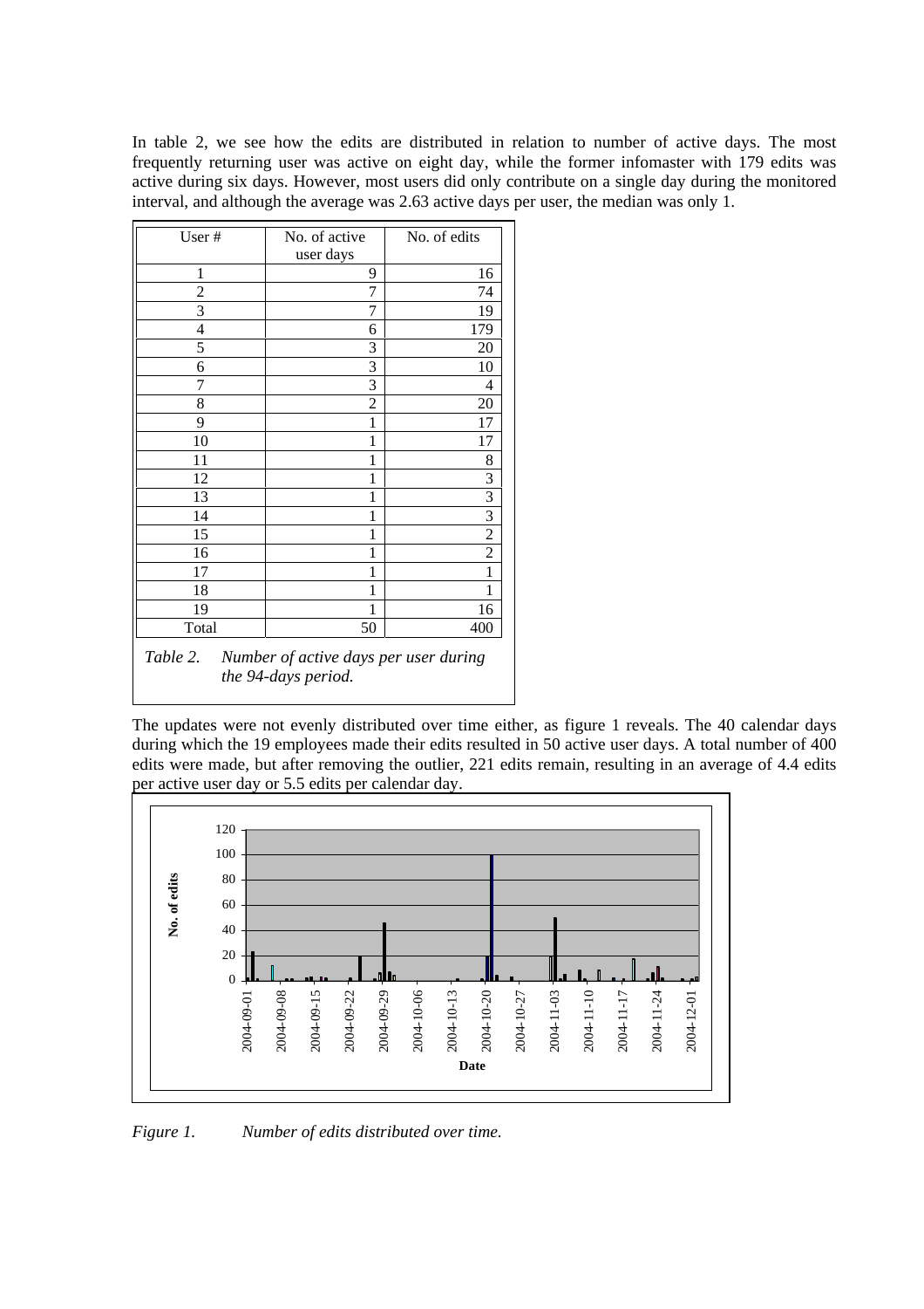In table 2, we see how the edits are distributed in relation to number of active days. The most frequently returning user was active on eight day, while the former infomaster with 179 edits was active during six days. However, most users did only contribute on a single day during the monitored interval, and although the average was 2.63 active days per user, the median was only 1.

| User # | No. of active user days | No. of edits |
|---|---|---|
| 1 | 9 | 16 |
| 2 | 7 | 74 |
| 3 | 7 | 19 |
| 4 | 6 | 179 |
| 5 | 3 | 20 |
| 6 | 3 | 10 |
| 7 | 3 | 4 |
| 8 | 2 | 20 |
| 9 | 1 | 17 |
| 10 | 1 | 17 |
| 11 | 1 | 8 |
| 12 | 1 | 3 |
| 13 | 1 | 3 |
| 14 | 1 | 3 |
| 15 | 1 | 2 |
| 16 | 1 | 2 |
| 17 | 1 | 1 |
| 18 | 1 | 1 |
| 19 | 1 | 16 |
| Total | 50 | 400 |

*Table 2. Number of active days per user during the 94-days period.*

The updates were not evenly distributed over time either, as figure 1 reveals. The 40 calendar days during which the 19 employees made their edits resulted in 50 active user days. A total number of 400 edits were made, but after removing the outlier, 221 edits remain, resulting in an average of 4.4 edits per active user day or 5.5 edits per calendar day.

*Figure 1. Number of edits distributed over time.*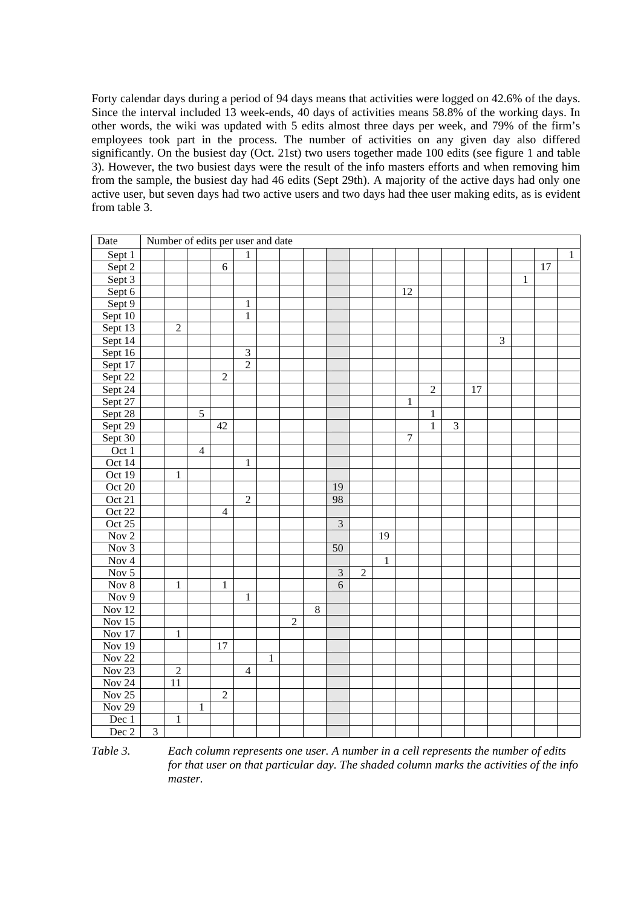Forty calendar days during a period of 94 days means that activities were logged on 42.6% of the days. Since the interval included 13 week-ends, 40 days of activities means 58.8% of the working days. In other words, the wiki was updated with 5 edits almost three days per week, and 79% of the firm's employees took part in the process. The number of activities on any given day also differed significantly. On the busiest day (Oct. 21st) two users together made 100 edits (see figure 1 and table 3). However, the two busiest days were the result of the info masters efforts and when removing him from the sample, the busiest day had 46 edits (Sept 29th). A majority of the active days had only one active user, but seven days had two active users and two days had thee user making edits, as is evident from table 3.

| Date | Number of edits per user and date | | | | | | | | | | | | | | | | | | |
|---|---|---|---|---|---|---|---|---|---|---|---|---|---|---|---|---|---|---|---|
| Sept 1 | | | | | 1 | | | | | | | | | | | | | | 1 |
| Sept 2 | | | | 6 | | | | | | | | | | | | | | 17 | |
| Sept 3 | | | | | | | | | | | | | | | | | 1 | | |
| Sept 6 | | | | | | | | | | | | 12 | | | | | | | |
| Sept 9 | | | | | 1 | | | | | | | | | | | | | | |
| Sept 10 | | | | | 1 | | | | | | | | | | | | | | |
| Sept 13 | | 2 | | | | | | | | | | | | | | | | | |
| Sept 14 | | | | | | | | | | | | | | | | 3 | | | |
| Sept 16 | | | | | 3 | | | | | | | | | | | | | | |
| Sept 17 | | | | | 2 | | | | | | | | | | | | | | |
| Sept 22 | | | | 2 | | | | | | | | | | | | | | | |
| Sept 24 | | | | | | | | | | | | | 2 | | 17 | | | | |
| Sept 27 | | | | | | | | | | | | 1 | | | | | | | |
| Sept 28 | | | 5 | | | | | | | | | | 1 | | | | | | |
| Sept 29 | | | | 42 | | | | | | | | | 1 | 3 | | | | | |
| Sept 30 | | | | | | | | | | | | 7 | | | | | | | |
| Oct 1 | | | 4 | | | | | | | | | | | | | | | | |
| Oct 14 | | | | | 1 | | | | | | | | | | | | | | |
| Oct 19 | | 1 | | | | | | | | | | | | | | | | | |
| Oct 20 | | | | | | | | | 19 | | | | | | | | | | |
| Oct 21 | | | | | 2 | | | | 98 | | | | | | | | | | |
| Oct 22 | | | | 4 | | | | | | | | | | | | | | | |
| Oct 25 | | | | | | | | | 3 | | | | | | | | | | |
| Nov 2 | | | | | | | | | | | 19 | | | | | | | | |
| Nov 3 | | | | | | | | | 50 | | | | | | | | | | |
| Nov 4 | | | | | | | | | | | 1 | | | | | | | | |
| Nov 5 | | | | | | | | | 3 | 2 | | | | | | | | | |
| Nov 8 | | 1 | | 1 | | | | | 6 | | | | | | | | | | |
| Nov 9 | | | | | 1 | | | | | | | | | | | | | | |
| Nov 12 | | | | | | | | 8 | | | | | | | | | | | |
| Nov 15 | | | | | | | 2 | | | | | | | | | | | | |
| Nov 17 | | 1 | | | | | | | | | | | | | | | | | |
| Nov 19 | | | | 17 | | | | | | | | | | | | | | | |
| Nov 22 | | | | | | 1 | | | | | | | | | | | | | |
| Nov 23 | | 2 | | | 4 | | | | | | | | | | | | | | |
| Nov 24 | | 11 | | | | | | | | | | | | | | | | | |
| Nov 25 | | | | 2 | | | | | | | | | | | | | | | |
| Nov 29 | | | 1 | | | | | | | | | | | | | | | | |
| Dec 1 | | 1 | | | | | | | | | | | | | | | | | |
| Dec 2 | 3 | | | | | | | | | | | | | | | | | | |

*Table 3. Each column represents one user. A number in a cell represents the number of edits for that user on that particular day. The shaded column marks the activities of the info master.*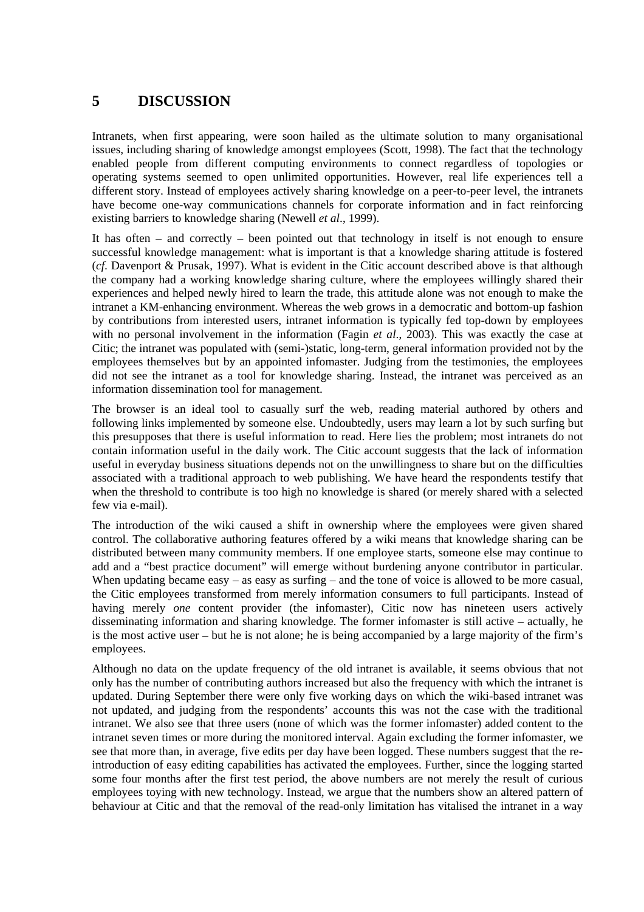# 5 DISCUSSION

Intranets, when first appearing, were soon hailed as the ultimate solution to many organisational issues, including sharing of knowledge amongst employees (Scott, 1998). The fact that the technology enabled people from different computing environments to connect regardless of topologies or operating systems seemed to open unlimited opportunities. However, real life experiences tell a different story. Instead of employees actively sharing knowledge on a peer-to-peer level, the intranets have become one-way communications channels for corporate information and in fact reinforcing existing barriers to knowledge sharing (Newell *et al*., 1999).

It has often – and correctly – been pointed out that technology in itself is not enough to ensure successful knowledge management: what is important is that a knowledge sharing attitude is fostered (*cf.* Davenport & Prusak, 1997). What is evident in the Citic account described above is that although the company had a working knowledge sharing culture, where the employees willingly shared their experiences and helped newly hired to learn the trade, this attitude alone was not enough to make the intranet a KM-enhancing environment. Whereas the web grows in a democratic and bottom-up fashion by contributions from interested users, intranet information is typically fed top-down by employees with no personal involvement in the information (Fagin *et al*., 2003). This was exactly the case at Citic; the intranet was populated with (semi-)static, long-term, general information provided not by the employees themselves but by an appointed infomaster. Judging from the testimonies, the employees did not see the intranet as a tool for knowledge sharing. Instead, the intranet was perceived as an information dissemination tool for management.

The browser is an ideal tool to casually surf the web, reading material authored by others and following links implemented by someone else. Undoubtedly, users may learn a lot by such surfing but this presupposes that there is useful information to read. Here lies the problem; most intranets do not contain information useful in the daily work. The Citic account suggests that the lack of information useful in everyday business situations depends not on the unwillingness to share but on the difficulties associated with a traditional approach to web publishing. We have heard the respondents testify that when the threshold to contribute is too high no knowledge is shared (or merely shared with a selected few via e-mail).

The introduction of the wiki caused a shift in ownership where the employees were given shared control. The collaborative authoring features offered by a wiki means that knowledge sharing can be distributed between many community members. If one employee starts, someone else may continue to add and a "best practice document" will emerge without burdening anyone contributor in particular. When updating became easy – as easy as surfing – and the tone of voice is allowed to be more casual, the Citic employees transformed from merely information consumers to full participants. Instead of having merely *one* content provider (the infomaster), Citic now has nineteen users actively disseminating information and sharing knowledge. The former infomaster is still active – actually, he is the most active user – but he is not alone; he is being accompanied by a large majority of the firm's employees.

Although no data on the update frequency of the old intranet is available, it seems obvious that not only has the number of contributing authors increased but also the frequency with which the intranet is updated. During September there were only five working days on which the wiki-based intranet was not updated, and judging from the respondents' accounts this was not the case with the traditional intranet. We also see that three users (none of which was the former infomaster) added content to the intranet seven times or more during the monitored interval. Again excluding the former infomaster, we see that more than, in average, five edits per day have been logged. These numbers suggest that the re-introduction of easy editing capabilities has activated the employees. Further, since the logging started some four months after the first test period, the above numbers are not merely the result of curious employees toying with new technology. Instead, we argue that the numbers show an altered pattern of behaviour at Citic and that the removal of the read-only limitation has vitalised the intranet in a way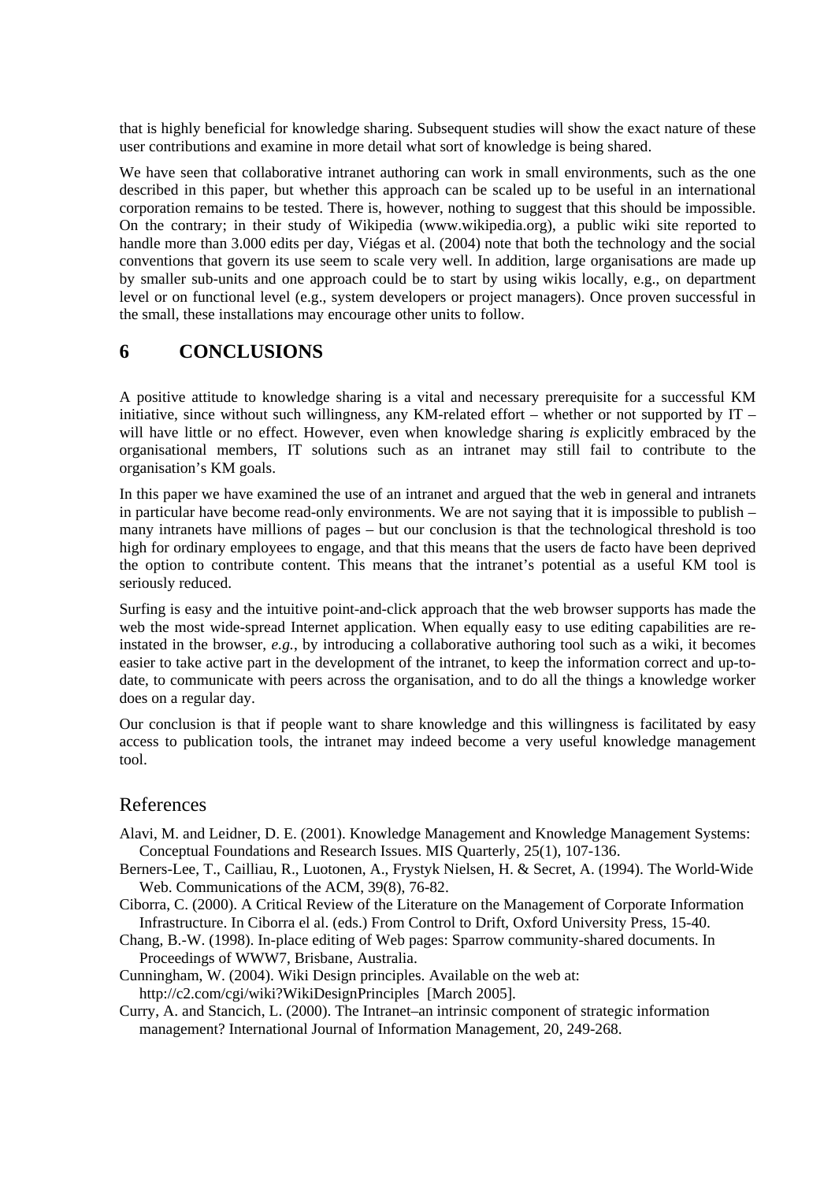that is highly beneficial for knowledge sharing. Subsequent studies will show the exact nature of these user contributions and examine in more detail what sort of knowledge is being shared.

We have seen that collaborative intranet authoring can work in small environments, such as the one described in this paper, but whether this approach can be scaled up to be useful in an international corporation remains to be tested. There is, however, nothing to suggest that this should be impossible. On the contrary; in their study of Wikipedia (www.wikipedia.org), a public wiki site reported to handle more than 3.000 edits per day, Viégas et al. (2004) note that both the technology and the social conventions that govern its use seem to scale very well. In addition, large organisations are made up by smaller sub-units and one approach could be to start by using wikis locally, e.g., on department level or on functional level (e.g., system developers or project managers). Once proven successful in the small, these installations may encourage other units to follow.

## 6 CONCLUSIONS

A positive attitude to knowledge sharing is a vital and necessary prerequisite for a successful KM initiative, since without such willingness, any KM-related effort – whether or not supported by IT – will have little or no effect. However, even when knowledge sharing *is* explicitly embraced by the organisational members, IT solutions such as an intranet may still fail to contribute to the organisation's KM goals.

In this paper we have examined the use of an intranet and argued that the web in general and intranets in particular have become read-only environments. We are not saying that it is impossible to publish – many intranets have millions of pages – but our conclusion is that the technological threshold is too high for ordinary employees to engage, and that this means that the users de facto have been deprived the option to contribute content. This means that the intranet's potential as a useful KM tool is seriously reduced.

Surfing is easy and the intuitive point-and-click approach that the web browser supports has made the web the most wide-spread Internet application. When equally easy to use editing capabilities are re-instated in the browser, *e.g.*, by introducing a collaborative authoring tool such as a wiki, it becomes easier to take active part in the development of the intranet, to keep the information correct and up-to-date, to communicate with peers across the organisation, and to do all the things a knowledge worker does on a regular day.

Our conclusion is that if people want to share knowledge and this willingness is facilitated by easy access to publication tools, the intranet may indeed become a very useful knowledge management tool.

## References

Alavi, M. and Leidner, D. E. (2001). Knowledge Management and Knowledge Management Systems: Conceptual Foundations and Research Issues. MIS Quarterly, 25(1), 107-136.

Berners-Lee, T., Cailliau, R., Luotonen, A., Frystyk Nielsen, H. & Secret, A. (1994). The World-Wide Web. Communications of the ACM, 39(8), 76-82.

Ciborra, C. (2000). A Critical Review of the Literature on the Management of Corporate Information Infrastructure. In Ciborra el al. (eds.) From Control to Drift, Oxford University Press, 15-40.

Chang, B.-W. (1998). In-place editing of Web pages: Sparrow community-shared documents. In Proceedings of WWW7, Brisbane, Australia.

Cunningham, W. (2004). Wiki Design principles. Available on the web at: http://c2.com/cgi/wiki?WikiDesignPrinciples [March 2005].

Curry, A. and Stancich, L. (2000). The Intranet–an intrinsic component of strategic information management? International Journal of Information Management, 20, 249-268.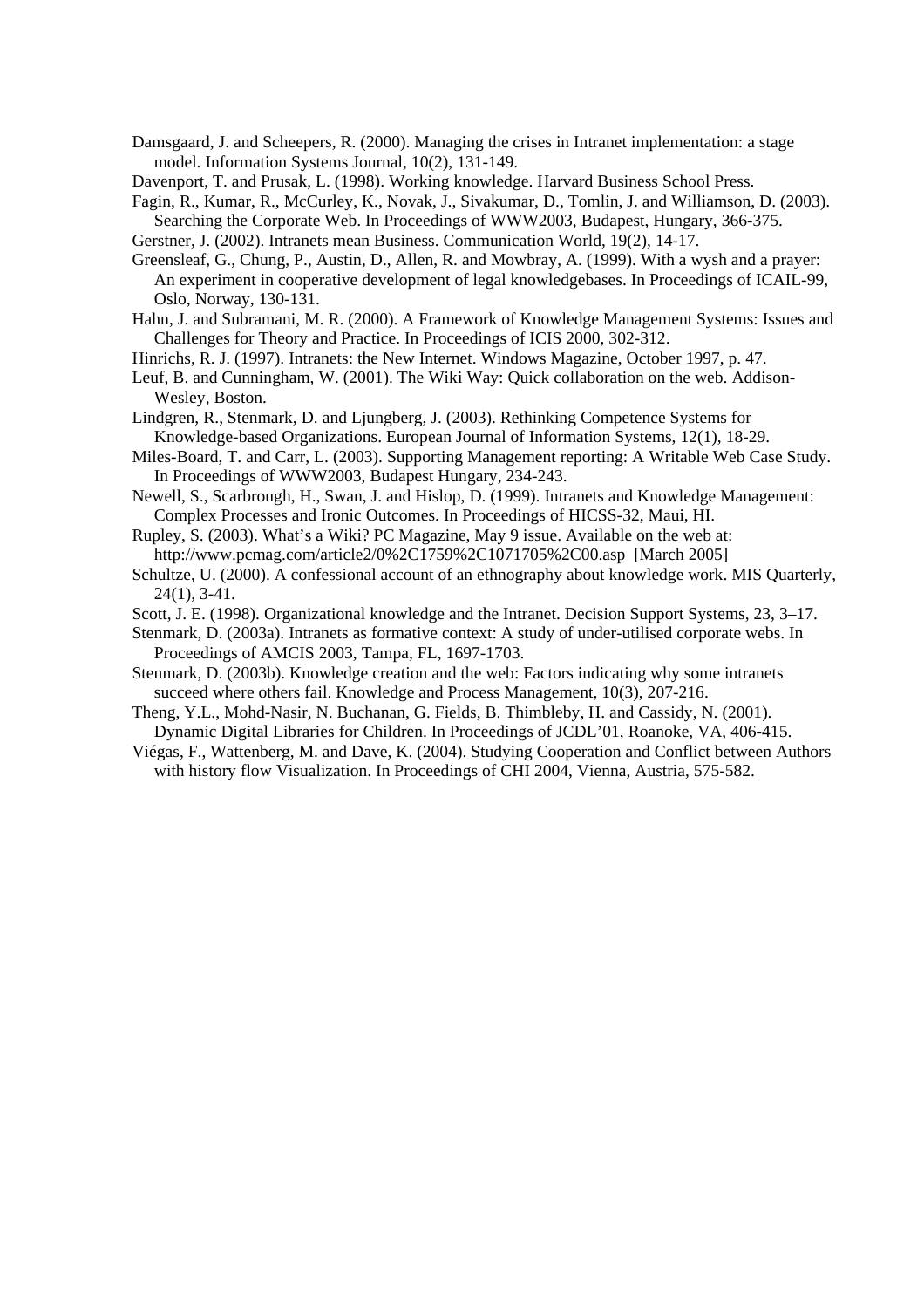Damsgaard, J. and Scheepers, R. (2000). Managing the crises in Intranet implementation: a stage model. Information Systems Journal, 10(2), 131-149.

Davenport, T. and Prusak, L. (1998). Working knowledge. Harvard Business School Press.

Fagin, R., Kumar, R., McCurley, K., Novak, J., Sivakumar, D., Tomlin, J. and Williamson, D. (2003). Searching the Corporate Web. In Proceedings of WWW2003, Budapest, Hungary, 366-375.

Gerstner, J. (2002). Intranets mean Business. Communication World, 19(2), 14-17.

Greensleaf, G., Chung, P., Austin, D., Allen, R. and Mowbray, A. (1999). With a wysh and a prayer: An experiment in cooperative development of legal knowledgebases. In Proceedings of ICAIL-99, Oslo, Norway, 130-131.

Hahn, J. and Subramani, M. R. (2000). A Framework of Knowledge Management Systems: Issues and Challenges for Theory and Practice. In Proceedings of ICIS 2000, 302-312.

Hinrichs, R. J. (1997). Intranets: the New Internet. Windows Magazine, October 1997, p. 47.

Leuf, B. and Cunningham, W. (2001). The Wiki Way: Quick collaboration on the web. Addison-Wesley, Boston.

Lindgren, R., Stenmark, D. and Ljungberg, J. (2003). Rethinking Competence Systems for Knowledge-based Organizations. European Journal of Information Systems, 12(1), 18-29.

Miles-Board, T. and Carr, L. (2003). Supporting Management reporting: A Writable Web Case Study. In Proceedings of WWW2003, Budapest Hungary, 234-243.

Newell, S., Scarbrough, H., Swan, J. and Hislop, D. (1999). Intranets and Knowledge Management: Complex Processes and Ironic Outcomes. In Proceedings of HICSS-32, Maui, HI.

Rupley, S. (2003). What's a Wiki? PC Magazine, May 9 issue. Available on the web at: http://www.pcmag.com/article2/0%2C1759%2C1071705%2C00.asp [March 2005]

Schultze, U. (2000). A confessional account of an ethnography about knowledge work. MIS Quarterly, 24(1), 3-41.

Scott, J. E. (1998). Organizational knowledge and the Intranet. Decision Support Systems, 23, 3–17.

Stenmark, D. (2003a). Intranets as formative context: A study of under-utilised corporate webs. In Proceedings of AMCIS 2003, Tampa, FL, 1697-1703.

Stenmark, D. (2003b). Knowledge creation and the web: Factors indicating why some intranets succeed where others fail. Knowledge and Process Management, 10(3), 207-216.

Theng, Y.L., Mohd-Nasir, N. Buchanan, G. Fields, B. Thimbleby, H. and Cassidy, N. (2001). Dynamic Digital Libraries for Children. In Proceedings of JCDL'01, Roanoke, VA, 406-415.

Viégas, F., Wattenberg, M. and Dave, K. (2004). Studying Cooperation and Conflict between Authors with history flow Visualization. In Proceedings of CHI 2004, Vienna, Austria, 575-582.